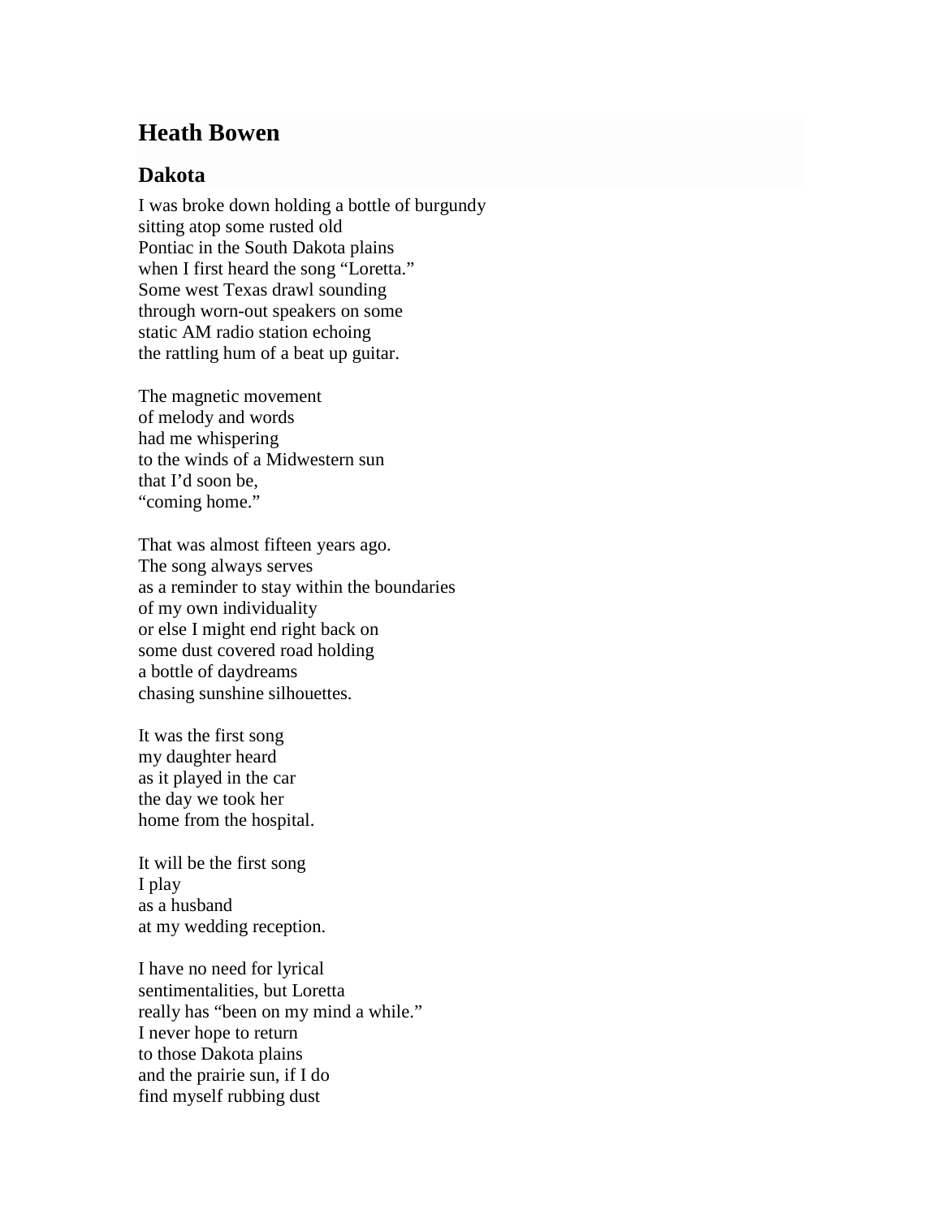# Heath Bowen

## Dakota

I was broke down holding a bottle of burgundy  
sitting atop some rusted old  
Pontiac in the South Dakota plains  
when I first heard the song "Loretta."  
Some west Texas drawl sounding  
through worn-out speakers on some  
static AM radio station echoing  
the rattling hum of a beat up guitar.

The magnetic movement  
of melody and words  
had me whispering  
to the winds of a Midwestern sun  
that I'd soon be,  
"coming home."

That was almost fifteen years ago.  
The song always serves  
as a reminder to stay within the boundaries  
of my own individuality  
or else I might end right back on  
some dust covered road holding  
a bottle of daydreams  
chasing sunshine silhouettes.

It was the first song  
my daughter heard  
as it played in the car  
the day we took her  
home from the hospital.

It will be the first song  
I play  
as a husband  
at my wedding reception.

I have no need for lyrical  
sentimentalities, but Loretta  
really has "been on my mind a while."  
I never hope to return  
to those Dakota plains  
and the prairie sun, if I do  
find myself rubbing dust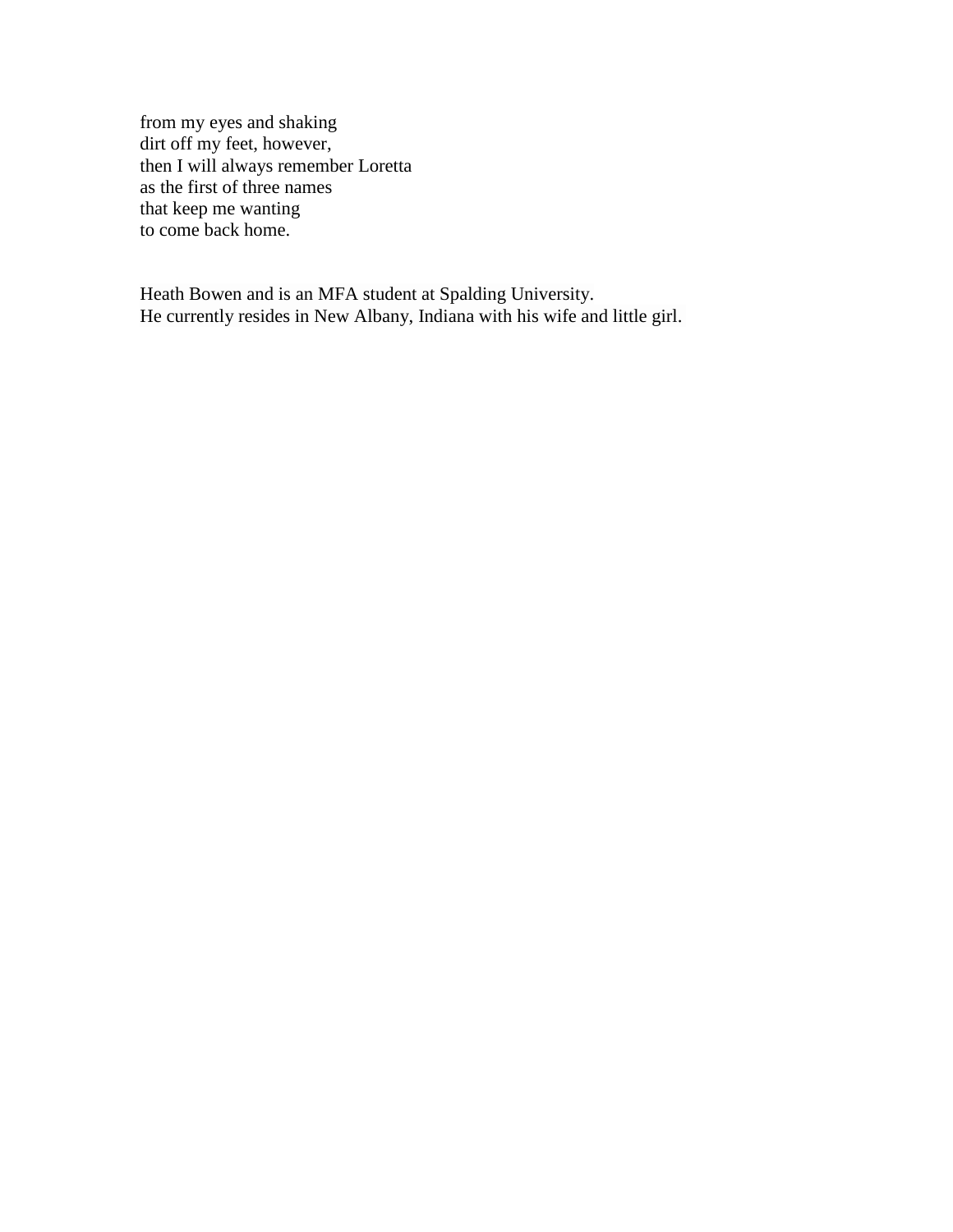from my eyes and shaking  
dirt off my feet, however,  
then I will always remember Loretta  
as the first of three names  
that keep me wanting  
to come back home.

Heath Bowen and is an MFA student at Spalding University.  
He currently resides in New Albany, Indiana with his wife and little girl.